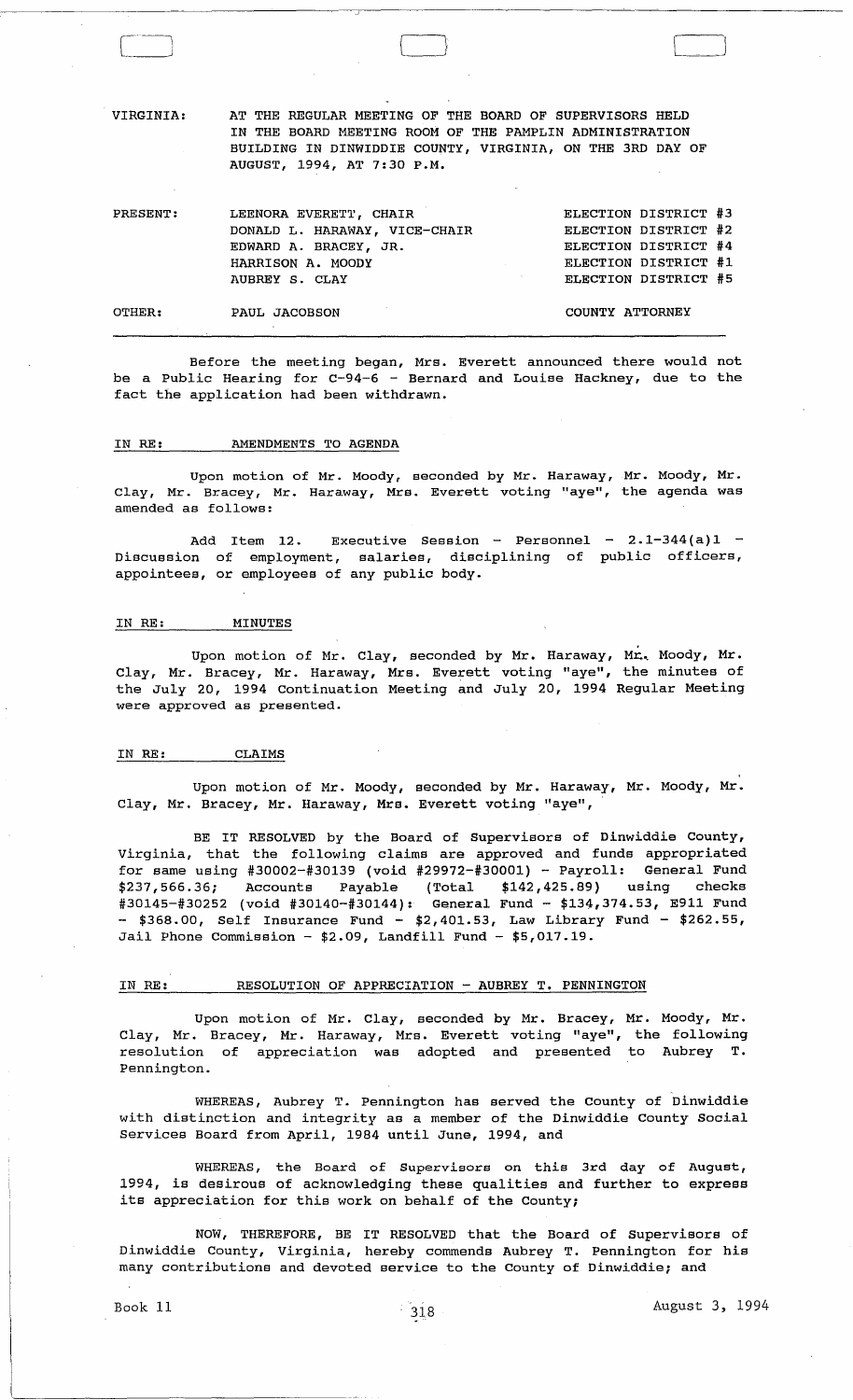VIRGINIA: AT THE REGULAR MEETING OF THE BOARD OF SUPERVISORS HELD IN THE BOARD MEETING ROOM OF THE PAMPLIN ADMINISTRATION BUILDING IN DINWIDDIE COUNTY, VIRGINIA, ON THE 3RD DAY OF AUGUST, 1994, AT 7:30 P.M.

| | | |
|---|---|---|
| PRESENT: | LEENORA EVERETT, CHAIR | ELECTION DISTRICT #3 |
| | DONALD L. HARAWAY, VICE-CHAIR | ELECTION DISTRICT #2 |
| | EDWARD A. BRACEY, JR. | ELECTION DISTRICT #4 |
| | HARRISON A. MOODY | ELECTION DISTRICT #1 |
| | AUBREY S. CLAY | ELECTION DISTRICT #5 |
| OTHER: | PAUL JACOBSON | COUNTY ATTORNEY |

Before the meeting began, Mrs. Everett announced there would not be a Public Hearing for C-94-6 - Bernard and Louise Hackney, due to the fact the application had been withdrawn.

IN RE: AMENDMENTS TO AGENDA

Upon motion of Mr. Moody, seconded by Mr. Haraway, Mr. Moody, Mr. Clay, Mr. Bracey, Mr. Haraway, Mrs. Everett voting "aye", the agenda was amended as follows:

Add Item 12. Executive Session - Personnel - 2.1-344(a)1 - Discussion of employment, salaries, disciplining of public officers, appointees, or employees of any public body.

IN RE: MINUTES

Upon motion of Mr. Clay, seconded by Mr. Haraway, Mr. Moody, Mr. Clay, Mr. Bracey, Mr. Haraway, Mrs. Everett voting "aye", the minutes of the July 20, 1994 Continuation Meeting and July 20, 1994 Regular Meeting were approved as presented.

IN RE: CLAIMS

Upon motion of Mr. Moody, seconded by Mr. Haraway, Mr. Moody, Mr. Clay, Mr. Bracey, Mr. Haraway, Mrs. Everett voting "aye",

BE IT RESOLVED by the Board of Supervisors of Dinwiddie County, Virginia, that the following claims are approved and funds appropriated for same using #30002-#30139 (void #29972-#30001) - Payroll: General Fund $237,566.36; Accounts Payable (Total $142,425.89) using checks #30145-#30252 (void #30140-#30144): General Fund - $134,374.53, E911 Fund - $368.00, Self Insurance Fund - $2,401.53, Law Library Fund - $262.55, Jail Phone Commission - $2.09, Landfill Fund - $5,017.19.

IN RE: RESOLUTION OF APPRECIATION - AUBREY T. PENNINGTON

Upon motion of Mr. Clay, seconded by Mr. Bracey, Mr. Moody, Mr. Clay, Mr. Bracey, Mr. Haraway, Mrs. Everett voting "aye", the following resolution of appreciation was adopted and presented to Aubrey T. Pennington.

WHEREAS, Aubrey T. Pennington has served the County of Dinwiddie with distinction and integrity as a member of the Dinwiddie County Social Services Board from April, 1984 until June, 1994, and

WHEREAS, the Board of Supervisors on this 3rd day of August, 1994, is desirous of acknowledging these qualities and further to express its appreciation for this work on behalf of the County;

NOW, THEREFORE, BE IT RESOLVED that the Board of Supervisors of Dinwiddie County, Virginia, hereby commends Aubrey T. Pennington for his many contributions and devoted service to the County of Dinwiddie; and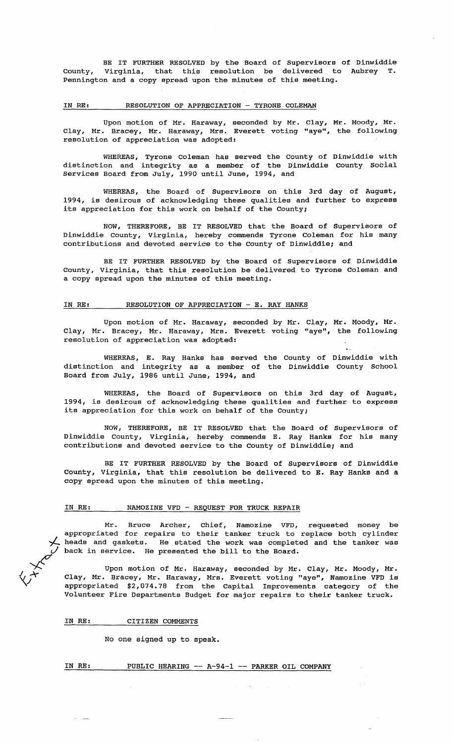BE IT FURTHER RESOLVED by the Board of Supervisors of Dinwiddie County, Virginia, that this resolution be delivered to Aubrey T. Pennington and a copy spread upon the minutes of this meeting.

IN RE: RESOLUTION OF APPRECIATION - TYRONE COLEMAN

Upon motion of Mr. Haraway, seconded by Mr. Clay, Mr. Moody, Mr. Clay, Mr. Bracey, Mr. Haraway, Mrs. Everett voting "aye", the following resolution of appreciation was adopted:

WHEREAS, Tyrone Coleman has served the County of Dinwiddie with distinction and integrity as a member of the Dinwiddie County Social Services Board from July, 1990 until June, 1994, and

WHEREAS, the Board of Supervisors on this 3rd day of August, 1994, is desirous of acknowledging these qualities and further to express its appreciation for this work on behalf of the County;

NOW, THEREFORE, BE IT RESOLVED that the Board of Supervisors of Dinwiddie County, Virginia, hereby commends Tyrone Coleman for his many contributions and devoted service to the County of Dinwiddie; and

BE IT FURTHER RESOLVED by the Board of Supervisors of Dinwiddie County, Virginia, that this resolution be delivered to Tyrone Coleman and a copy spread upon the minutes of this meeting.

IN RE: RESOLUTION OF APPRECIATION - E. RAY HANKS

Upon motion of Mr. Haraway, seconded by Mr. Clay, Mr. Moody, Mr. Clay, Mr. Bracey, Mr. Haraway, Mrs. Everett voting "aye", the following resolution of appreciation was adopted:

WHEREAS, E. Ray Hanks has served the County of Dinwiddie with distinction and integrity as a member of the Dinwiddie County School Board from July, 1986 until June, 1994, and

WHEREAS, the Board of Supervisors on this 3rd day of August, 1994, is desirous of acknowledging these qualities and further to express its appreciation for this work on behalf of the County;

NOW, THEREFORE, BE IT RESOLVED that the Board of Supervisors of Dinwiddie County, Virginia, hereby commends E. Ray Hanks for his many contributions and devoted service to the County of Dinwiddie; and

BE IT FURTHER RESOLVED by the Board of Supervisors of Dinwiddie County, Virginia, that this resolution be delivered to E. Ray Hanks and a copy spread upon the minutes of this meeting.

IN RE: NAMOZINE VFD - REQUEST FOR TRUCK REPAIR

Mr. Bruce Archer, Chief, Namozine VFD, requested money be appropriated for repairs to their tanker truck to replace both cylinder heads and gaskets. He stated the work was completed and the tanker was back in service. He presented the bill to the Board.

Upon motion of Mr. Haraway, seconded by Mr. Clay, Mr. Moody, Mr. Clay, Mr. Bracey, Mr. Haraway, Mrs. Everett voting "aye", Namozine VFD is appropriated $2,074.78 from the Capital Improvements category of the Volunteer Fire Departments Budget for major repairs to their tanker truck.

IN RE: CITIZEN COMMENTS

No one signed up to speak.

IN RE: PUBLIC HEARING -- A-94-1 -- PARKER OIL COMPANY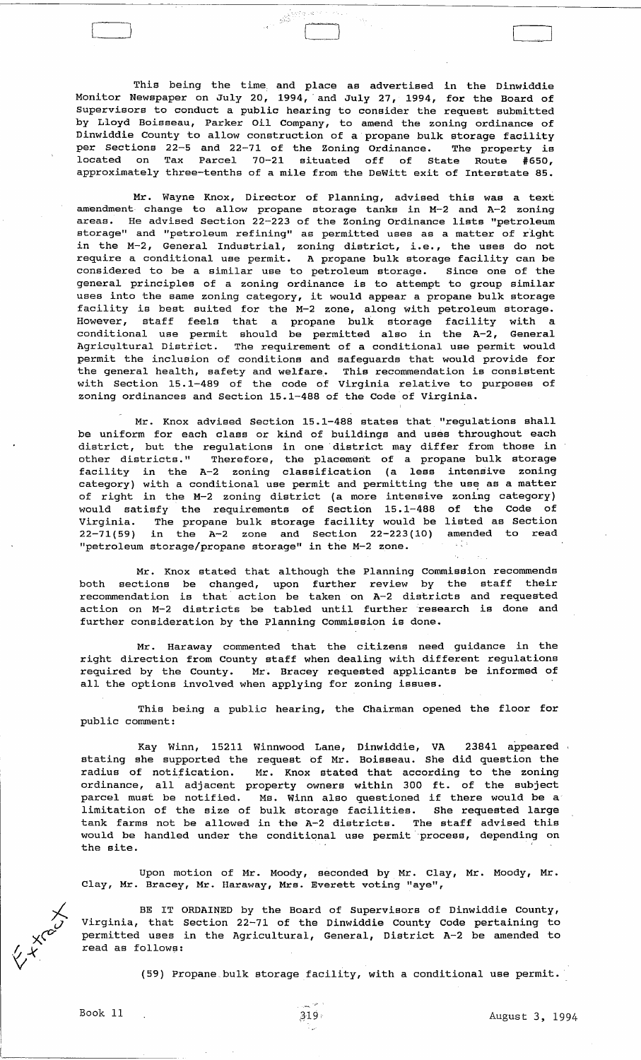This being the time and place as advertised in the Dinwiddie Monitor Newspaper on July 20, 1994, and July 27, 1994, for the Board of Supervisors to conduct a public hearing to consider the request submitted by Lloyd Boisseau, Parker Oil Company, to amend the zoning ordinance of Dinwiddie County to allow construction of a propane bulk storage facility per Sections 22-5 and 22-71 of the Zoning Ordinance. The property is located on Tax Parcel 70-21 situated off of State Route #650, approximately three-tenths of a mile from the DeWitt exit of Interstate 85.

Mr. Wayne Knox, Director of Planning, advised this was a text amendment change to allow propane storage tanks in M-2 and A-2 zoning areas. He advised Section 22-223 of the Zoning Ordinance lists "petroleum storage" and "petroleum refining" as permitted uses as a matter of right in the M-2, General Industrial, zoning district, i.e., the uses do not require a conditional use permit. A propane bulk storage facility can be considered to be a similar use to petroleum storage. Since one of the general principles of a zoning ordinance is to attempt to group similar uses into the same zoning category, it would appear a propane bulk storage facility is best suited for the M-2 zone, along with petroleum storage. However, staff feels that a propane bulk storage facility with a conditional use permit should be permitted also in the A-2, General Agricultural District. The requirement of a conditional use permit would permit the inclusion of conditions and safeguards that would provide for the general health, safety and welfare. This recommendation is consistent with Section 15.1-489 of the code of Virginia relative to purposes of zoning ordinances and Section 15.1-488 of the Code of Virginia.

Mr. Knox advised Section 15.1-488 states that "regulations shall be uniform for each class or kind of buildings and uses throughout each district, but the regulations in one district may differ from those in other districts." Therefore, the placement of a propane bulk storage facility in the A-2 zoning classification (a less intensive zoning category) with a conditional use permit and permitting the use as a matter of right in the M-2 zoning district (a more intensive zoning category) would satisfy the requirements of Section 15.1-488 of the Code of Virginia. The propane bulk storage facility would be listed as Section 22-71(59) in the A-2 zone and Section 22-223(10) amended to read "petroleum storage/propane storage" in the M-2 zone.

Mr. Knox stated that although the Planning Commission recommends both sections be changed, upon further review by the staff their recommendation is that action be taken on A-2 districts and requested action on M-2 districts be tabled until further research is done and further consideration by the Planning Commission is done.

Mr. Haraway commented that the citizens need guidance in the right direction from County staff when dealing with different regulations required by the County. Mr. Bracey requested applicants be informed of all the options involved when applying for zoning issues.

This being a public hearing, the Chairman opened the floor for public comment:

Kay Winn, 15211 Winnwood Lane, Dinwiddie, VA 23841 appeared stating she supported the request of Mr. Boisseau. She did question the radius of notification. Mr. Knox stated that according to the zoning ordinance, all adjacent property owners within 300 ft. of the subject parcel must be notified. Ms. Winn also questioned if there would be a limitation of the size of bulk storage facilities. She requested large tank farms not be allowed in the A-2 districts. The staff advised this would be handled under the conditional use permit process, depending on the site.

Upon motion of Mr. Moody, seconded by Mr. Clay, Mr. Moody, Mr. Clay, Mr. Bracey, Mr. Haraway, Mrs. Everett voting "aye",

BE IT ORDAINED by the Board of Supervisors of Dinwiddie County, Virginia, that Section 22-71 of the Dinwiddie County Code pertaining to permitted uses in the Agricultural, General, District A-2 be amended to read as follows:

(59) Propane bulk storage facility, with a conditional use permit.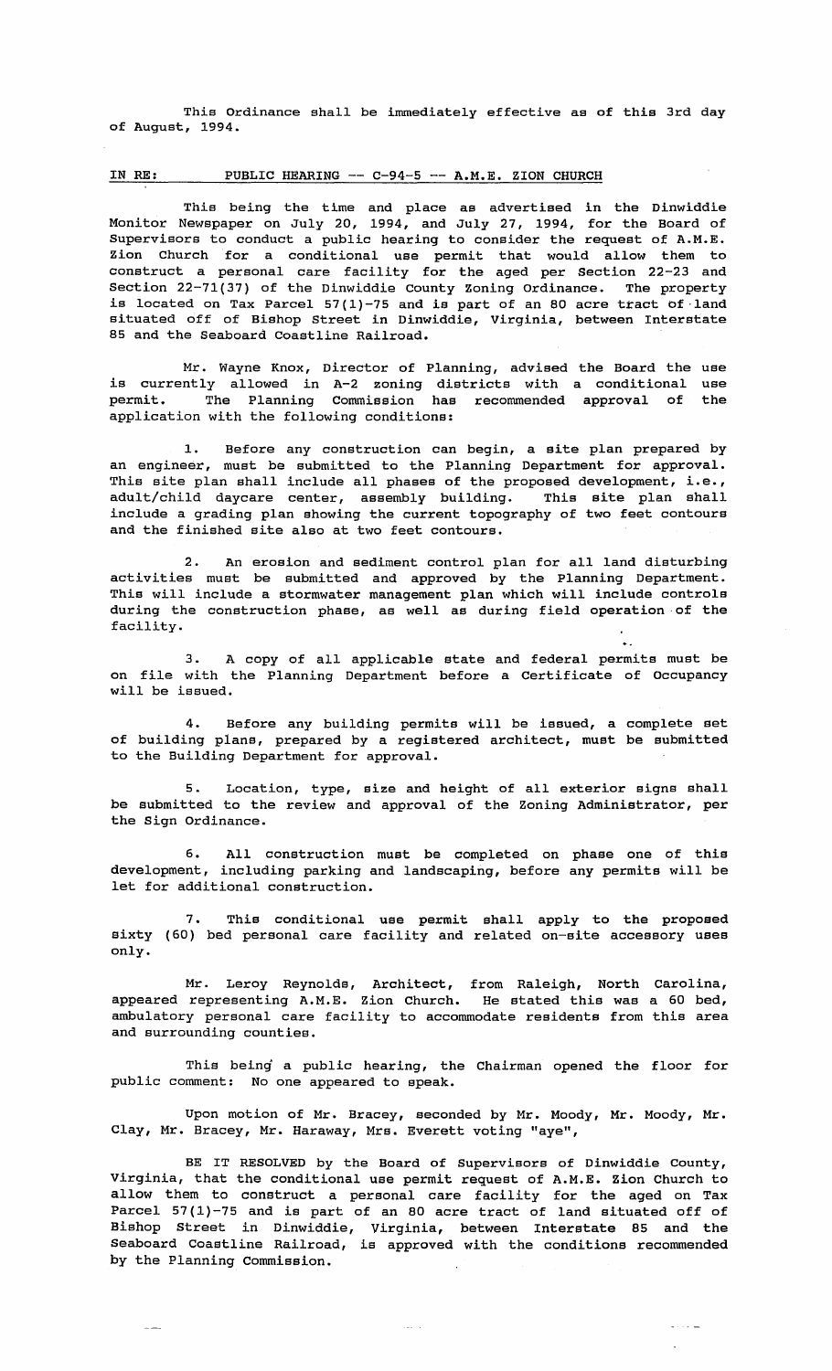This Ordinance shall be immediately effective as of this 3rd day of August, 1994.

IN RE: PUBLIC HEARING -- C-94-5 -- A.M.E. ZION CHURCH

This being the time and place as advertised in the Dinwiddie Monitor Newspaper on July 20, 1994, and July 27, 1994, for the Board of Supervisors to conduct a public hearing to consider the request of A.M.E. Zion Church for a conditional use permit that would allow them to construct a personal care facility for the aged per Section 22-23 and Section 22-71(37) of the Dinwiddie County Zoning Ordinance. The property is located on Tax Parcel 57(1)-75 and is part of an 80 acre tract of land situated off of Bishop Street in Dinwiddie, Virginia, between Interstate 85 and the Seaboard Coastline Railroad.

Mr. Wayne Knox, Director of Planning, advised the Board the use is currently allowed in A-2 zoning districts with a conditional use permit. The Planning Commission has recommended approval of the application with the following conditions:

1. Before any construction can begin, a site plan prepared by an engineer, must be submitted to the Planning Department for approval. This site plan shall include all phases of the proposed development, i.e., adult/child daycare center, assembly building. This site plan shall include a grading plan showing the current topography of two feet contours and the finished site also at two feet contours.

2. An erosion and sediment control plan for all land disturbing activities must be submitted and approved by the Planning Department. This will include a stormwater management plan which will include controls during the construction phase, as well as during field operation of the facility.

3. A copy of all applicable state and federal permits must be on file with the Planning Department before a Certificate of Occupancy will be issued.

4. Before any building permits will be issued, a complete set of building plans, prepared by a registered architect, must be submitted to the Building Department for approval.

5. Location, type, size and height of all exterior signs shall be submitted to the review and approval of the Zoning Administrator, per the Sign Ordinance.

6. All construction must be completed on phase one of this development, including parking and landscaping, before any permits will be let for additional construction.

7. This conditional use permit shall apply to the proposed sixty (60) bed personal care facility and related on-site accessory uses only.

Mr. Leroy Reynolds, Architect, from Raleigh, North Carolina, appeared representing A.M.E. Zion Church. He stated this was a 60 bed, ambulatory personal care facility to accommodate residents from this area and surrounding counties.

This being a public hearing, the Chairman opened the floor for public comment: No one appeared to speak.

Upon motion of Mr. Bracey, seconded by Mr. Moody, Mr. Moody, Mr. Clay, Mr. Bracey, Mr. Haraway, Mrs. Everett voting "aye",

BE IT RESOLVED by the Board of Supervisors of Dinwiddie County, Virginia, that the conditional use permit request of A.M.E. Zion Church to allow them to construct a personal care facility for the aged on Tax Parcel 57(1)-75 and is part of an 80 acre tract of land situated off of Bishop Street in Dinwiddie, Virginia, between Interstate 85 and the Seaboard Coastline Railroad, is approved with the conditions recommended by the Planning Commission.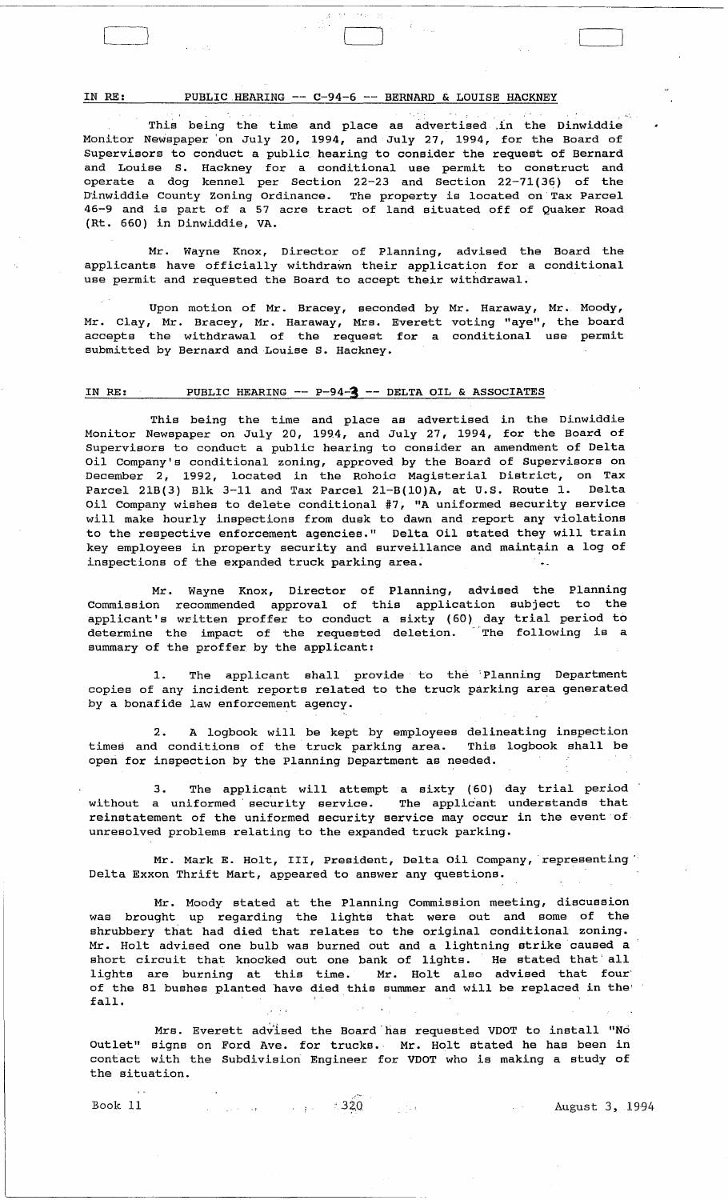IN RE: PUBLIC HEARING -- C-94-6 -- BERNARD & LOUISE HACKNEY

This being the time and place as advertised in the Dinwiddie Monitor Newspaper on July 20, 1994, and July 27, 1994, for the Board of Supervisors to conduct a public hearing to consider the request of Bernard and Louise S. Hackney for a conditional use permit to construct and operate a dog kennel per Section 22-23 and Section 22-71(36) of the Dinwiddie County Zoning Ordinance. The property is located on Tax Parcel 46-9 and is part of a 57 acre tract of land situated off of Quaker Road (Rt. 660) in Dinwiddie, VA.

Mr. Wayne Knox, Director of Planning, advised the Board the applicants have officially withdrawn their application for a conditional use permit and requested the Board to accept their withdrawal.

Upon motion of Mr. Bracey, seconded by Mr. Haraway, Mr. Moody, Mr. Clay, Mr. Bracey, Mr. Haraway, Mrs. Everett voting "aye", the board accepts the withdrawal of the request for a conditional use permit submitted by Bernard and Louise S. Hackney.

IN RE: PUBLIC HEARING -- P-94-3 -- DELTA OIL & ASSOCIATES

This being the time and place as advertised in the Dinwiddie Monitor Newspaper on July 20, 1994, and July 27, 1994, for the Board of Supervisors to conduct a public hearing to consider an amendment of Delta Oil Company's conditional zoning, approved by the Board of Supervisors on December 2, 1992, located in the Rohoic Magisterial District, on Tax Parcel 21B(3) Blk 3-11 and Tax Parcel 21-B(10)A, at U.S. Route 1. Delta Oil Company wishes to delete conditional #7, "A uniformed security service will make hourly inspections from dusk to dawn and report any violations to the respective enforcement agencies." Delta Oil stated they will train key employees in property security and surveillance and maintain a log of inspections of the expanded truck parking area.

Mr. Wayne Knox, Director of Planning, advised the Planning Commission recommended approval of this application subject to the applicant's written proffer to conduct a sixty (60) day trial period to determine the impact of the requested deletion. The following is a summary of the proffer by the applicant:

1. The applicant shall provide to the Planning Department copies of any incident reports related to the truck parking area generated by a bonafide law enforcement agency.

2. A logbook will be kept by employees delineating inspection times and conditions of the truck parking area. This logbook shall be open for inspection by the Planning Department as needed.

3. The applicant will attempt a sixty (60) day trial period without a uniformed security service. The applicant understands that reinstatement of the uniformed security service may occur in the event of unresolved problems relating to the expanded truck parking.

Mr. Mark E. Holt, III, President, Delta Oil Company, representing Delta Exxon Thrift Mart, appeared to answer any questions.

Mr. Moody stated at the Planning Commission meeting, discussion was brought up regarding the lights that were out and some of the shrubbery that had died that relates to the original conditional zoning. Mr. Holt advised one bulb was burned out and a lightning strike caused a short circuit that knocked out one bank of lights. He stated that all lights are burning at this time. Mr. Holt also advised that four of the 81 bushes planted have died this summer and will be replaced in the fall.

Mrs. Everett advised the Board has requested VDOT to install "No Outlet" signs on Ford Ave. for trucks. Mr. Holt stated he has been in contact with the Subdivision Engineer for VDOT who is making a study of the situation.

Book 11 320 August 3, 1994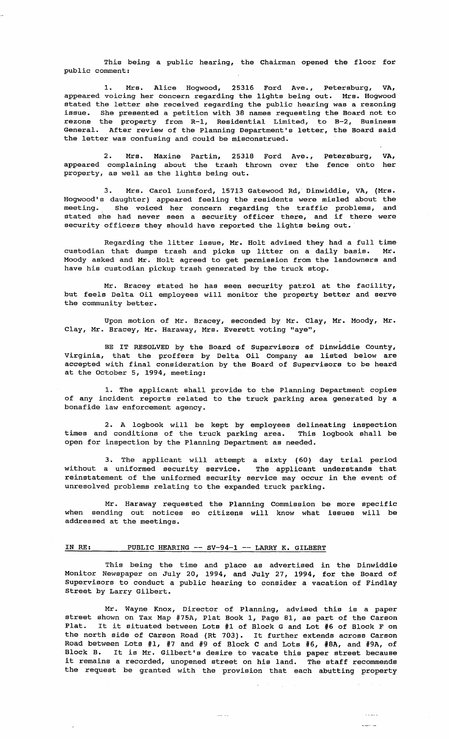This being a public hearing, the Chairman opened the floor for public comment:

1. Mrs. Alice Hogwood, 25316 Ford Ave., Petersburg, VA, appeared voicing her concern regarding the lights being out. Mrs. Hogwood stated the letter she received regarding the public hearing was a rezoning issue. She presented a petition with 38 names requesting the Board not to rezone the property from R-1, Residential Limited, to B-2, Business General. After review of the Planning Department's letter, the Board said the letter was confusing and could be misconstrued.

2. Mrs. Maxine Partin, 25318 Ford Ave., Petersburg, VA, appeared complaining about the trash thrown over the fence onto her property, as well as the lights being out.

3. Mrs. Carol Lunsford, 15713 Gatewood Rd, Dinwiddie, VA, (Mrs. Hogwood's daughter) appeared feeling the residents were misled about the meeting. She voiced her concern regarding the traffic problems, and stated she had never seen a security officer there, and if there were security officers they should have reported the lights being out.

Regarding the litter issue, Mr. Holt advised they had a full time custodian that dumps trash and picks up litter on a daily basis. Mr. Moody asked and Mr. Holt agreed to get permission from the landowners and have his custodian pickup trash generated by the truck stop.

Mr. Bracey stated he has seen security patrol at the facility, but feels Delta Oil employees will monitor the property better and serve the community better.

Upon motion of Mr. Bracey, seconded by Mr. Clay, Mr. Moody, Mr. Clay, Mr. Bracey, Mr. Haraway, Mrs. Everett voting "aye",

BE IT RESOLVED by the Board of Supervisors of Dinwiddie County, Virginia, that the proffers by Delta Oil Company as listed below are accepted with final consideration by the Board of Supervisors to be heard at the October 5, 1994, meeting:

1. The applicant shall provide to the Planning Department copies of any incident reports related to the truck parking area generated by a bonafide law enforcement agency.

2. A logbook will be kept by employees delineating inspection times and conditions of the truck parking area. This logbook shall be open for inspection by the Planning Department as needed.

3. The applicant will attempt a sixty (60) day trial period without a uniformed security service. The applicant understands that reinstatement of the uniformed security service may occur in the event of unresolved problems relating to the expanded truck parking.

Mr. Haraway requested the Planning Commission be more specific when sending out notices so citizens will know what issues will be addressed at the meetings.

IN RE: PUBLIC HEARING -- SV-94-1 -- LARRY K. GILBERT

This being the time and place as advertised in the Dinwiddie Monitor Newspaper on July 20, 1994, and July 27, 1994, for the Board of Supervisors to conduct a public hearing to consider a vacation of Findlay Street by Larry Gilbert.

Mr. Wayne Knox, Director of Planning, advised this is a paper street shown on Tax Map #75A, Plat Book 1, Page 81, as part of the Carson Plat. It it situated between Lots #1 of Block G and Lot #6 of Block F on the north side of Carson Road (Rt 703). It further extends across Carson Road between Lots #1, #7 and #9 of Block C and Lots #6, #8A, and #9A, of Block B. It is Mr. Gilbert's desire to vacate this paper street because it remains a recorded, unopened street on his land. The staff recommends the request be granted with the provision that each abutting property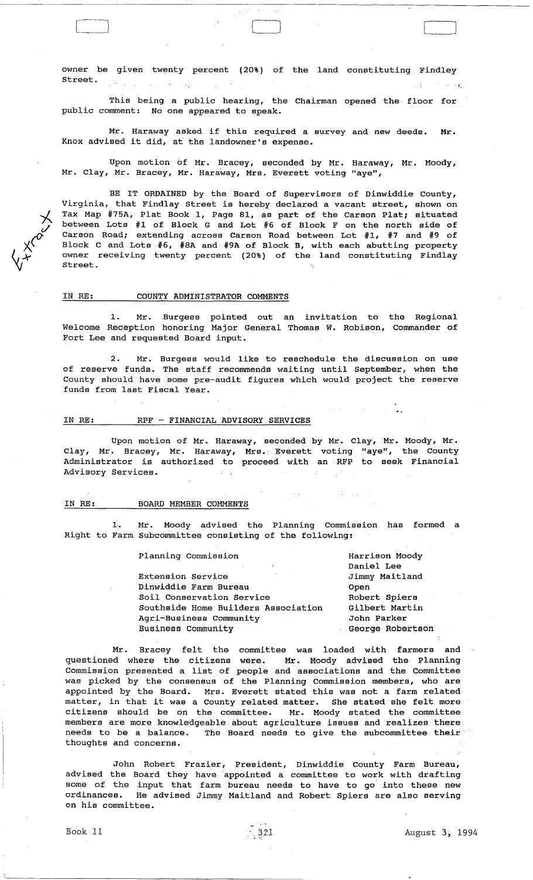owner be given twenty percent (20%) of the land constituting Findley Street.

This being a public hearing, the Chairman opened the floor for public comment: No one appeared to speak.

Mr. Haraway asked if this required a survey and new deeds. Mr. Knox advised it did, at the landowner's expense.

Upon motion of Mr. Bracey, seconded by Mr. Haraway, Mr. Moody, Mr. Clay, Mr. Bracey, Mr. Haraway, Mrs. Everett voting "aye",

BE IT ORDAINED by the Board of Supervisors of Dinwiddie County, Virginia, that Findlay Street is hereby declared a vacant street, shown on Tax Map #75A, Plat Book 1, Page 81, as part of the Carson Plat; situated between Lots #1 of Block G and Lot #6 of Block F on the north side of Carson Road; extending across Carson Road between Lot #1, #7 and #9 of Block C and Lots #6, #8A and #9A of Block B, with each abutting property owner receiving twenty percent (20%) of the land constituting Findlay Street.

IN RE: COUNTY ADMINISTRATOR COMMENTS

1. Mr. Burgess pointed out an invitation to the Regional Welcome Reception honoring Major General Thomas W. Robison, Commander of Fort Lee and requested Board input.

2. Mr. Burgess would like to reschedule the discussion on use of reserve funds. The staff recommends waiting until September, when the County should have some pre-audit figures which would project the reserve funds from last Fiscal Year.

IN RE: RPF - FINANCIAL ADVISORY SERVICES

Upon motion of Mr. Haraway, seconded by Mr. Clay, Mr. Moody, Mr. Clay, Mr. Bracey, Mr. Haraway, Mrs. Everett voting "aye", the County Administrator is authorized to proceed with an RFP to seek Financial Advisory Services.

IN RE: BOARD MEMBER COMMENTS

1. Mr. Moody advised the Planning Commission has formed a Right to Farm Subcommittee consisting of the following:

| | |
|---|---|
| Planning Commission | Harrison Moody |
| | Daniel Lee |
| Extension Service | Jimmy Maitland |
| Dinwiddie Farm Bureau | Open |
| Soil Conservation Service | Robert Spiers |
| Southside Home Builders Association | Gilbert Martin |
| Agri-Business Community | John Parker |
| Business Community | George Robertson |

Mr. Bracey felt the committee was loaded with farmers and questioned where the citizens were. Mr. Moody advised the Planning Commission presented a list of people and associations and the Committee was picked by the consensus of the Planning Commission members, who are appointed by the Board. Mrs. Everett stated this was not a farm related matter, in that it was a County related matter. She stated she felt more citizens should be on the committee. Mr. Moody stated the committee members are more knowledgeable about agriculture issues and realizes there needs to be a balance. The Board needs to give the subcommittee their thoughts and concerns.

John Robert Frazier, President, Dinwiddie County Farm Bureau, advised the Board they have appointed a committee to work with drafting some of the input that farm bureau needs to have to go into these new ordinances. He advised Jimmy Maitland and Robert Spiers are also serving on his committee.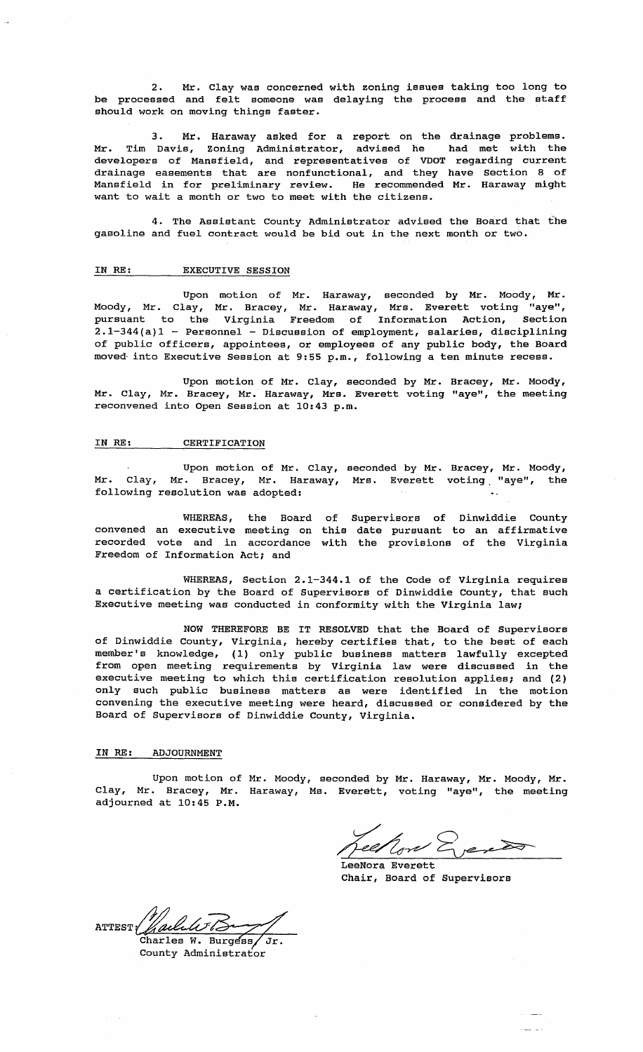2. Mr. Clay was concerned with zoning issues taking too long to be processed and felt someone was delaying the process and the staff should work on moving things faster.

3. Mr. Haraway asked for a report on the drainage problems. Mr. Tim Davis, Zoning Administrator, advised he had met with the developers of Mansfield, and representatives of VDOT regarding current drainage easements that are nonfunctional, and they have Section 8 of Mansfield in for preliminary review. He recommended Mr. Haraway might want to wait a month or two to meet with the citizens.

4. The Assistant County Administrator advised the Board that the gasoline and fuel contract would be bid out in the next month or two.

IN RE: EXECUTIVE SESSION

Upon motion of Mr. Haraway, seconded by Mr. Moody, Mr. Moody, Mr. Clay, Mr. Bracey, Mr. Haraway, Mrs. Everett voting "aye", pursuant to the Virginia Freedom of Information Action, Section 2.1-344(a)1 - Personnel - Discussion of employment, salaries, disciplining of public officers, appointees, or employees of any public body, the Board moved into Executive Session at 9:55 p.m., following a ten minute recess.

Upon motion of Mr. Clay, seconded by Mr. Bracey, Mr. Moody, Mr. Clay, Mr. Bracey, Mr. Haraway, Mrs. Everett voting "aye", the meeting reconvened into Open Session at 10:43 p.m.

IN RE: CERTIFICATION

Upon motion of Mr. Clay, seconded by Mr. Bracey, Mr. Moody, Mr. Clay, Mr. Bracey, Mr. Haraway, Mrs. Everett voting "aye", the following resolution was adopted:

WHEREAS, the Board of Supervisors of Dinwiddie County convened an executive meeting on this date pursuant to an affirmative recorded vote and in accordance with the provisions of the Virginia Freedom of Information Act; and

WHEREAS, Section 2.1-344.1 of the Code of Virginia requires a certification by the Board of Supervisors of Dinwiddie County, that such Executive meeting was conducted in conformity with the Virginia law;

NOW THEREFORE BE IT RESOLVED that the Board of Supervisors of Dinwiddie County, Virginia, hereby certifies that, to the best of each member's knowledge, (1) only public business matters lawfully excepted from open meeting requirements by Virginia law were discussed in the executive meeting to which this certification resolution applies; and (2) only such public business matters as were identified in the motion convening the executive meeting were heard, discussed or considered by the Board of Supervisors of Dinwiddie County, Virginia.

IN RE: ADJOURNMENT

Upon motion of Mr. Moody, seconded by Mr. Haraway, Mr. Moody, Mr. Clay, Mr. Bracey, Mr. Haraway, Ms. Everett, voting "aye", the meeting adjourned at 10:45 P.M.

LeeNora Everett
Chair, Board of Supervisors

ATTEST:
Charles W. Burgess, Jr.
County Administrator